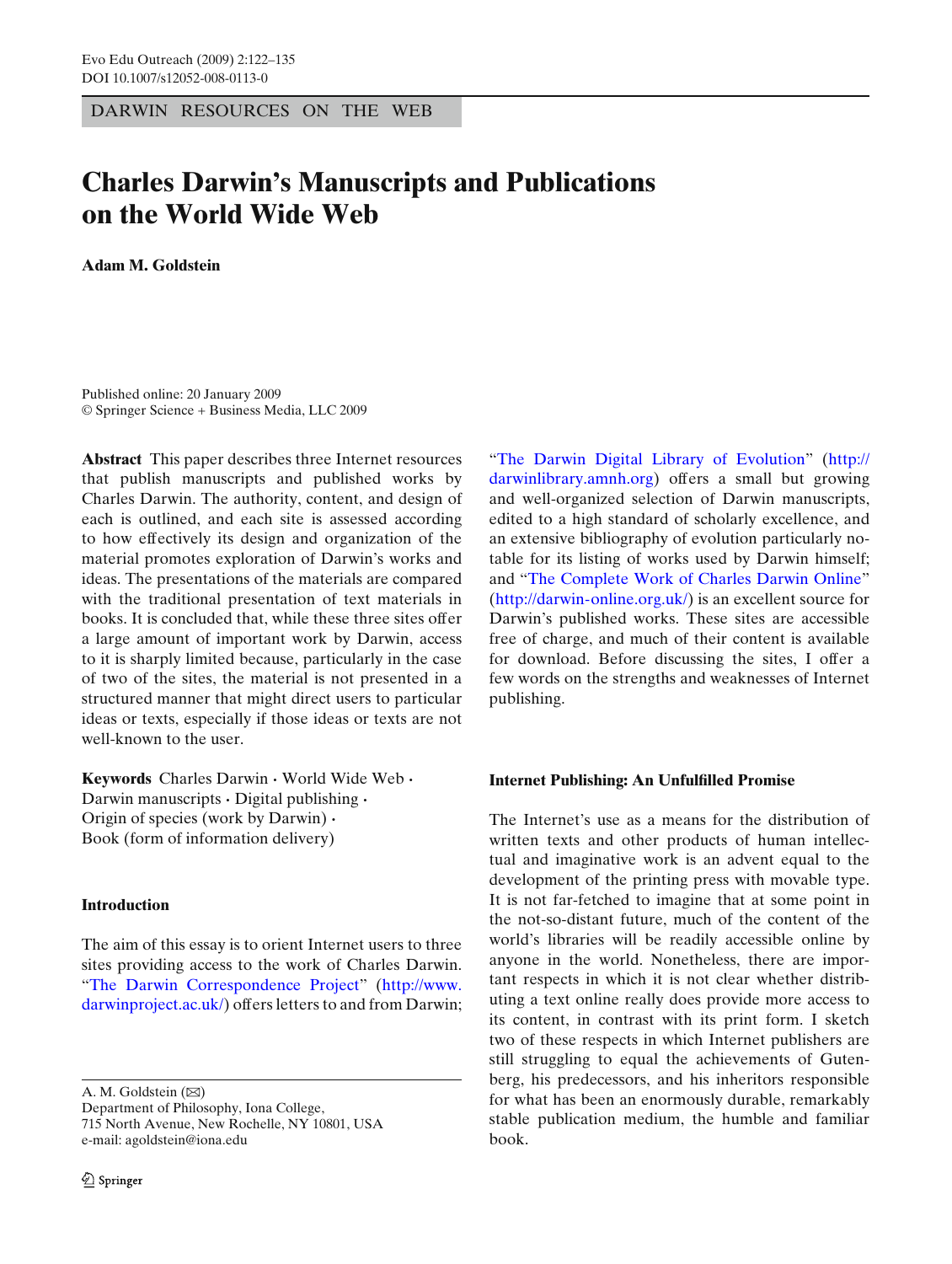DARWIN RESOURCES ON THE WEB

# Charles Darwin's Manuscripts and Publications on the World Wide Web

**Adam M. Goldstein**

Published online: 20 January 2009
© Springer Science + Business Media, LLC 2009

**Abstract** This paper describes three Internet resources that publish manuscripts and published works by Charles Darwin. The authority, content, and design of each is outlined, and each site is assessed according to how effectively its design and organization of the material promotes exploration of Darwin's works and ideas. The presentations of the materials are compared with the traditional presentation of text materials in books. It is concluded that, while these three sites offer a large amount of important work by Darwin, access to it is sharply limited because, particularly in the case of two of the sites, the material is not presented in a structured manner that might direct users to particular ideas or texts, especially if those ideas or texts are not well-known to the user.

**Keywords** Charles Darwin · World Wide Web · Darwin manuscripts · Digital publishing · Origin of species (work by Darwin) · Book (form of information delivery)

## Introduction

The aim of this essay is to orient Internet users to three sites providing access to the work of Charles Darwin. "The Darwin Correspondence Project" (http://www.darwinproject.ac.uk/) offers letters to and from Darwin; "The Darwin Digital Library of Evolution" (http://darwinlibrary.amnh.org) offers a small but growing and well-organized selection of Darwin manuscripts, edited to a high standard of scholarly excellence, and an extensive bibliography of evolution particularly notable for its listing of works used by Darwin himself; and "The Complete Work of Charles Darwin Online" (http://darwin-online.org.uk/) is an excellent source for Darwin's published works. These sites are accessible free of charge, and much of their content is available for download. Before discussing the sites, I offer a few words on the strengths and weaknesses of Internet publishing.

## Internet Publishing: An Unfulfilled Promise

The Internet's use as a means for the distribution of written texts and other products of human intellectual and imaginative work is an advent equal to the development of the printing press with movable type. It is not far-fetched to imagine that at some point in the not-so-distant future, much of the content of the world's libraries will be readily accessible online by anyone in the world. Nonetheless, there are important respects in which it is not clear whether distributing a text online really does provide more access to its content, in contrast with its print form. I sketch two of these respects in which Internet publishers are still struggling to equal the achievements of Gutenberg, his predecessors, and his inheritors responsible for what has been an enormously durable, remarkably stable publication medium, the humble and familiar book.

A. M. Goldstein (✉)
Department of Philosophy, Iona College,
715 North Avenue, New Rochelle, NY 10801, USA
e-mail: agoldstein@iona.edu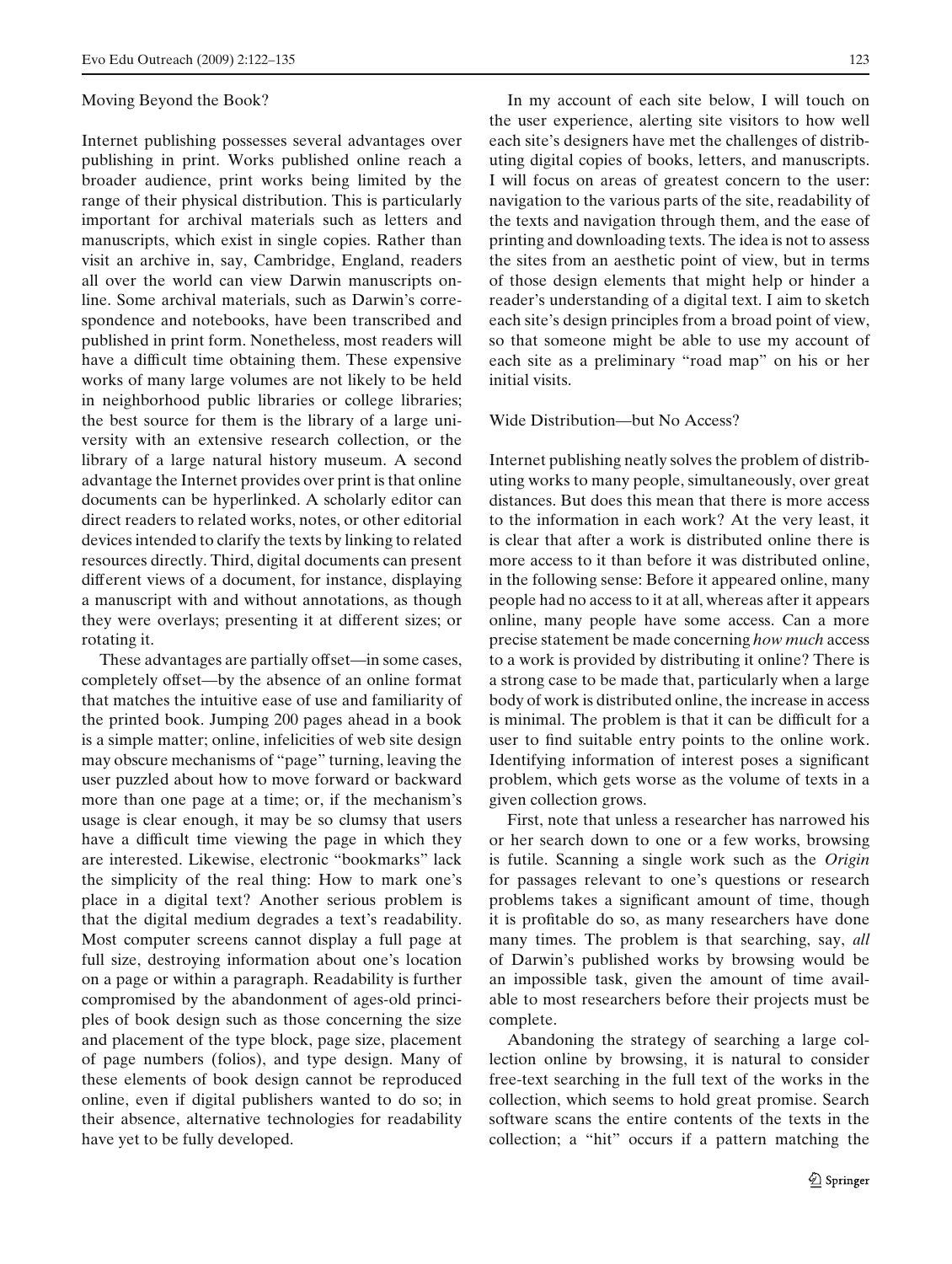## Moving Beyond the Book?

Internet publishing possesses several advantages over publishing in print. Works published online reach a broader audience, print works being limited by the range of their physical distribution. This is particularly important for archival materials such as letters and manuscripts, which exist in single copies. Rather than visit an archive in, say, Cambridge, England, readers all over the world can view Darwin manuscripts online. Some archival materials, such as Darwin's correspondence and notebooks, have been transcribed and published in print form. Nonetheless, most readers will have a difficult time obtaining them. These expensive works of many large volumes are not likely to be held in neighborhood public libraries or college libraries; the best source for them is the library of a large university with an extensive research collection, or the library of a large natural history museum. A second advantage the Internet provides over print is that online documents can be hyperlinked. A scholarly editor can direct readers to related works, notes, or other editorial devices intended to clarify the texts by linking to related resources directly. Third, digital documents can present different views of a document, for instance, displaying a manuscript with and without annotations, as though they were overlays; presenting it at different sizes; or rotating it.

These advantages are partially offset—in some cases, completely offset—by the absence of an online format that matches the intuitive ease of use and familiarity of the printed book. Jumping 200 pages ahead in a book is a simple matter; online, infelicities of web site design may obscure mechanisms of "page" turning, leaving the user puzzled about how to move forward or backward more than one page at a time; or, if the mechanism's usage is clear enough, it may be so clumsy that users have a difficult time viewing the page in which they are interested. Likewise, electronic "bookmarks" lack the simplicity of the real thing: How to mark one's place in a digital text? Another serious problem is that the digital medium degrades a text's readability. Most computer screens cannot display a full page at full size, destroying information about one's location on a page or within a paragraph. Readability is further compromised by the abandonment of ages-old principles of book design such as those concerning the size and placement of the type block, page size, placement of page numbers (folios), and type design. Many of these elements of book design cannot be reproduced online, even if digital publishers wanted to do so; in their absence, alternative technologies for readability have yet to be fully developed.

In my account of each site below, I will touch on the user experience, alerting site visitors to how well each site's designers have met the challenges of distributing digital copies of books, letters, and manuscripts. I will focus on areas of greatest concern to the user: navigation to the various parts of the site, readability of the texts and navigation through them, and the ease of printing and downloading texts. The idea is not to assess the sites from an aesthetic point of view, but in terms of those design elements that might help or hinder a reader's understanding of a digital text. I aim to sketch each site's design principles from a broad point of view, so that someone might be able to use my account of each site as a preliminary "road map" on his or her initial visits.

## Wide Distribution—but No Access?

Internet publishing neatly solves the problem of distributing works to many people, simultaneously, over great distances. But does this mean that there is more access to the information in each work? At the very least, it is clear that after a work is distributed online there is more access to it than before it was distributed online, in the following sense: Before it appeared online, many people had no access to it at all, whereas after it appears online, many people have some access. Can a more precise statement be made concerning *how much* access to a work is provided by distributing it online? There is a strong case to be made that, particularly when a large body of work is distributed online, the increase in access is minimal. The problem is that it can be difficult for a user to find suitable entry points to the online work. Identifying information of interest poses a significant problem, which gets worse as the volume of texts in a given collection grows.

First, note that unless a researcher has narrowed his or her search down to one or a few works, browsing is futile. Scanning a single work such as the *Origin* for passages relevant to one's questions or research problems takes a significant amount of time, though it is profitable do so, as many researchers have done many times. The problem is that searching, say, *all* of Darwin's published works by browsing would be an impossible task, given the amount of time available to most researchers before their projects must be complete.

Abandoning the strategy of searching a large collection online by browsing, it is natural to consider free-text searching in the full text of the works in the collection, which seems to hold great promise. Search software scans the entire contents of the texts in the collection; a "hit" occurs if a pattern matching the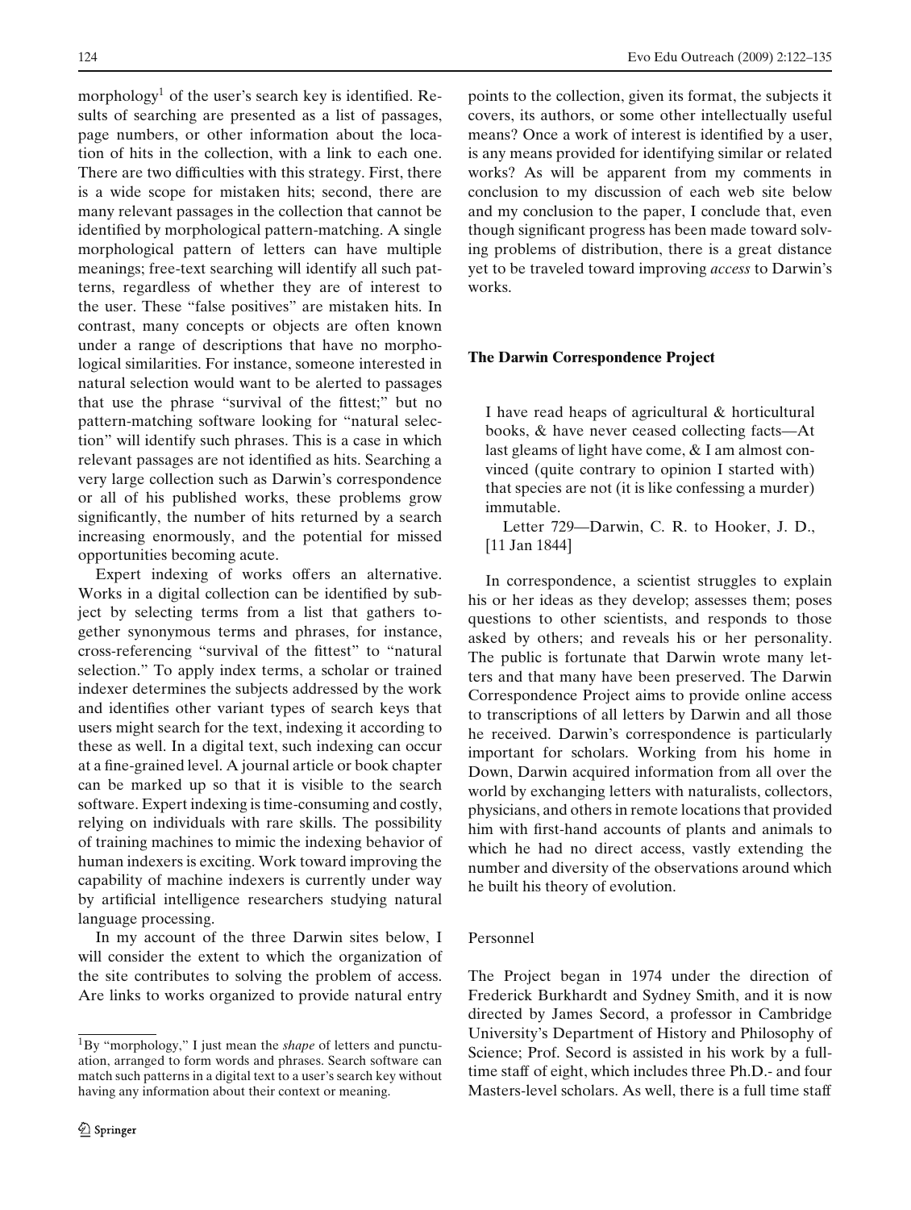morphology[1] of the user's search key is identified. Results of searching are presented as a list of passages, page numbers, or other information about the location of hits in the collection, with a link to each one. There are two difficulties with this strategy. First, there is a wide scope for mistaken hits; second, there are many relevant passages in the collection that cannot be identified by morphological pattern-matching. A single morphological pattern of letters can have multiple meanings; free-text searching will identify all such patterns, regardless of whether they are of interest to the user. These "false positives" are mistaken hits. In contrast, many concepts or objects are often known under a range of descriptions that have no morphological similarities. For instance, someone interested in natural selection would want to be alerted to passages that use the phrase "survival of the fittest;" but no pattern-matching software looking for "natural selection" will identify such phrases. This is a case in which relevant passages are not identified as hits. Searching a very large collection such as Darwin's correspondence or all of his published works, these problems grow significantly, the number of hits returned by a search increasing enormously, and the potential for missed opportunities becoming acute.

Expert indexing of works offers an alternative. Works in a digital collection can be identified by subject by selecting terms from a list that gathers together synonymous terms and phrases, for instance, cross-referencing "survival of the fittest" to "natural selection." To apply index terms, a scholar or trained indexer determines the subjects addressed by the work and identifies other variant types of search keys that users might search for the text, indexing it according to these as well. In a digital text, such indexing can occur at a fine-grained level. A journal article or book chapter can be marked up so that it is visible to the search software. Expert indexing is time-consuming and costly, relying on individuals with rare skills. The possibility of training machines to mimic the indexing behavior of human indexers is exciting. Work toward improving the capability of machine indexers is currently under way by artificial intelligence researchers studying natural language processing.

In my account of the three Darwin sites below, I will consider the extent to which the organization of the site contributes to solving the problem of access. Are links to works organized to provide natural entry points to the collection, given its format, the subjects it covers, its authors, or some other intellectually useful means? Once a work of interest is identified by a user, is any means provided for identifying similar or related works? As will be apparent from my comments in conclusion to my discussion of each web site below and my conclusion to the paper, I conclude that, even though significant progress has been made toward solving problems of distribution, there is a great distance yet to be traveled toward improving *access* to Darwin's works.

[1] By "morphology," I just mean the *shape* of letters and punctuation, arranged to form words and phrases. Search software can match such patterns in a digital text to a user's search key without having any information about their context or meaning.

## The Darwin Correspondence Project

> I have read heaps of agricultural & horticultural books, & have never ceased collecting facts—At last gleams of light have come, & I am almost convinced (quite contrary to opinion I started with) that species are not (it is like confessing a murder) immutable.
>
> Letter 729—Darwin, C. R. to Hooker, J. D., [11 Jan 1844]

In correspondence, a scientist struggles to explain his or her ideas as they develop; assesses them; poses questions to other scientists, and responds to those asked by others; and reveals his or her personality. The public is fortunate that Darwin wrote many letters and that many have been preserved. The Darwin Correspondence Project aims to provide online access to transcriptions of all letters by Darwin and all those he received. Darwin's correspondence is particularly important for scholars. Working from his home in Down, Darwin acquired information from all over the world by exchanging letters with naturalists, collectors, physicians, and others in remote locations that provided him with first-hand accounts of plants and animals to which he had no direct access, vastly extending the number and diversity of the observations around which he built his theory of evolution.

### Personnel

The Project began in 1974 under the direction of Frederick Burkhardt and Sydney Smith, and it is now directed by James Secord, a professor in Cambridge University's Department of History and Philosophy of Science; Prof. Secord is assisted in his work by a full-time staff of eight, which includes three Ph.D.- and four Masters-level scholars. As well, there is a full time staff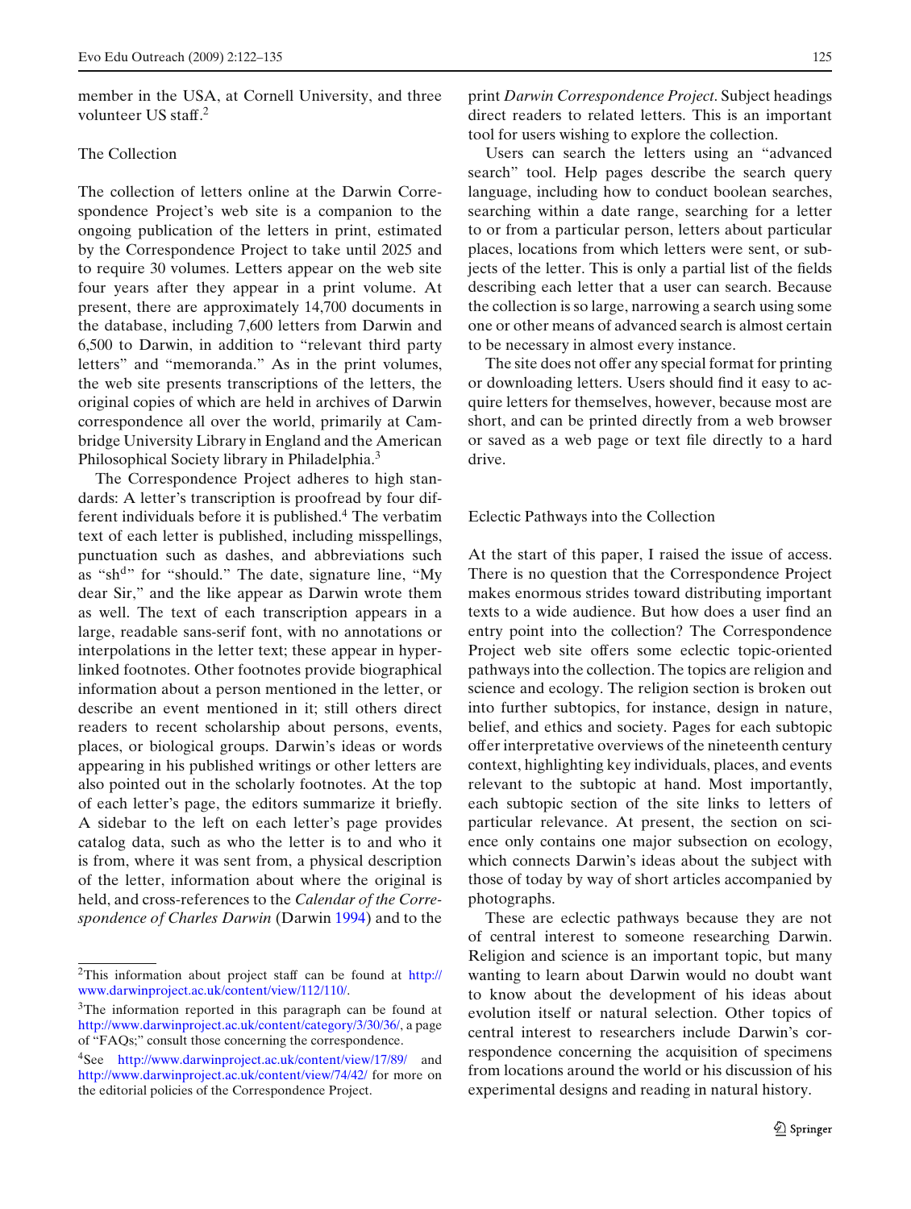member in the USA, at Cornell University, and three volunteer US staff.[2]

## The Collection

The collection of letters online at the Darwin Correspondence Project's web site is a companion to the ongoing publication of the letters in print, estimated by the Correspondence Project to take until 2025 and to require 30 volumes. Letters appear on the web site four years after they appear in a print volume. At present, there are approximately 14,700 documents in the database, including 7,600 letters from Darwin and 6,500 to Darwin, in addition to "relevant third party letters" and "memoranda." As in the print volumes, the web site presents transcriptions of the letters, the original copies of which are held in archives of Darwin correspondence all over the world, primarily at Cambridge University Library in England and the American Philosophical Society library in Philadelphia.[3]

The Correspondence Project adheres to high standards: A letter's transcription is proofread by four different individuals before it is published.[4] The verbatim text of each letter is published, including misspellings, punctuation such as dashes, and abbreviations such as "sh$^{d}$" for "should." The date, signature line, "My dear Sir," and the like appear as Darwin wrote them as well. The text of each transcription appears in a large, readable sans-serif font, with no annotations or interpolations in the letter text; these appear in hyperlinked footnotes. Other footnotes provide biographical information about a person mentioned in the letter, or describe an event mentioned in it; still others direct readers to recent scholarship about persons, events, places, or biological groups. Darwin's ideas or words appearing in his published writings or other letters are also pointed out in the scholarly footnotes. At the top of each letter's page, the editors summarize it briefly. A sidebar to the left on each letter's page provides catalog data, such as who the letter is to and who it is from, where it was sent from, a physical description of the letter, information about where the original is held, and cross-references to the *Calendar of the Correspondence of Charles Darwin* (Darwin 1994) and to the print *Darwin Correspondence Project*. Subject headings direct readers to related letters. This is an important tool for users wishing to explore the collection.

Users can search the letters using an "advanced search" tool. Help pages describe the search query language, including how to conduct boolean searches, searching within a date range, searching for a letter to or from a particular person, letters about particular places, locations from which letters were sent, or subjects of the letter. This is only a partial list of the fields describing each letter that a user can search. Because the collection is so large, narrowing a search using some one or other means of advanced search is almost certain to be necessary in almost every instance.

The site does not offer any special format for printing or downloading letters. Users should find it easy to acquire letters for themselves, however, because most are short, and can be printed directly from a web browser or saved as a web page or text file directly to a hard drive.

## Eclectic Pathways into the Collection

At the start of this paper, I raised the issue of access. There is no question that the Correspondence Project makes enormous strides toward distributing important texts to a wide audience. But how does a user find an entry point into the collection? The Correspondence Project web site offers some eclectic topic-oriented pathways into the collection. The topics are religion and science and ecology. The religion section is broken out into further subtopics, for instance, design in nature, belief, and ethics and society. Pages for each subtopic offer interpretative overviews of the nineteenth century context, highlighting key individuals, places, and events relevant to the subtopic at hand. Most importantly, each subtopic section of the site links to letters of particular relevance. At present, the section on science only contains one major subsection on ecology, which connects Darwin's ideas about the subject with those of today by way of short articles accompanied by photographs.

These are eclectic pathways because they are not of central interest to someone researching Darwin. Religion and science is an important topic, but many wanting to learn about Darwin would no doubt want to know about the development of his ideas about evolution itself or natural selection. Other topics of central interest to researchers include Darwin's correspondence concerning the acquisition of specimens from locations around the world or his discussion of his experimental designs and reading in natural history.

---

[2] This information about project staff can be found at http://www.darwinproject.ac.uk/content/view/112/110/.

[3] The information reported in this paragraph can be found at http://www.darwinproject.ac.uk/content/category/3/30/36/, a page of "FAQs;" consult those concerning the correspondence.

[4] See http://www.darwinproject.ac.uk/content/view/17/89/ and http://www.darwinproject.ac.uk/content/view/74/42/ for more on the editorial policies of the Correspondence Project.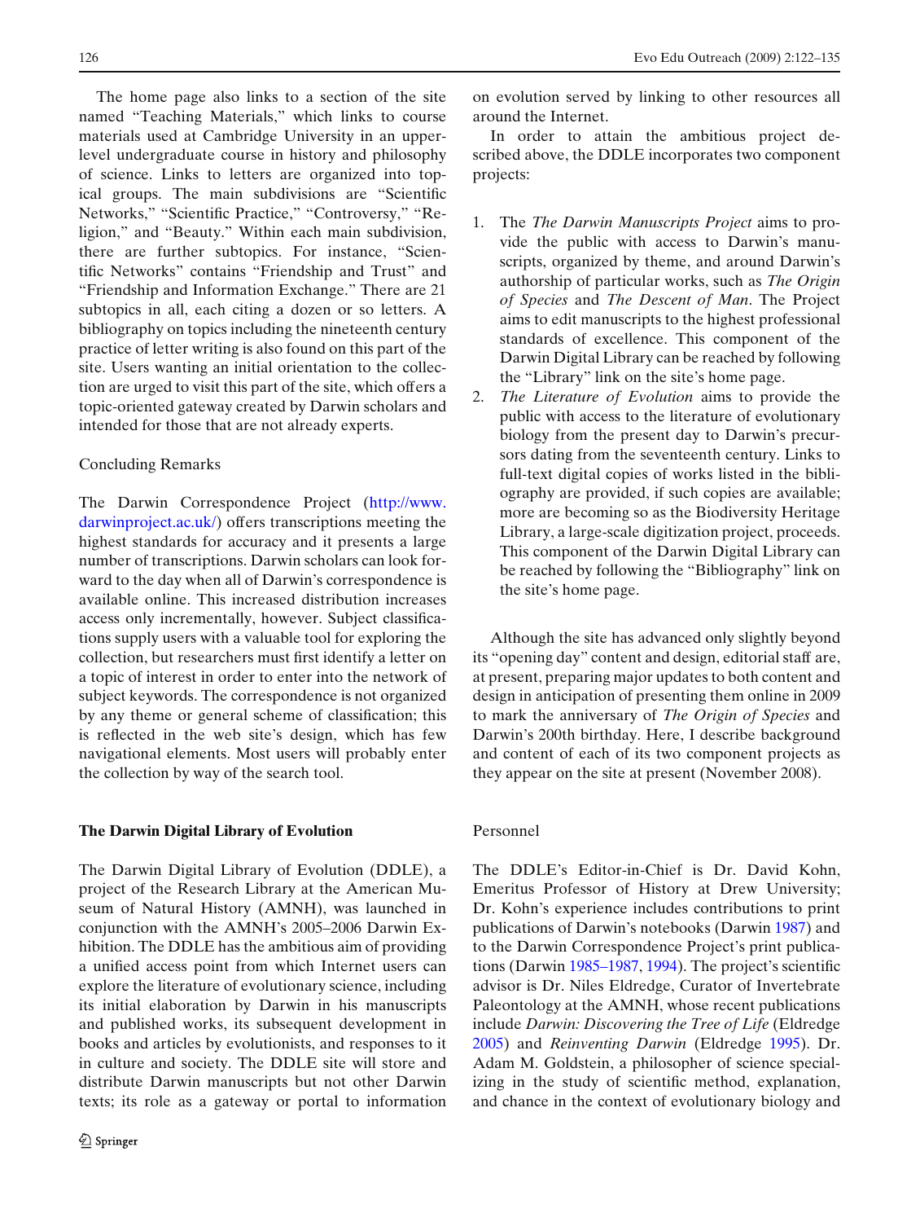The home page also links to a section of the site named "Teaching Materials," which links to course materials used at Cambridge University in an upper-level undergraduate course in history and philosophy of science. Links to letters are organized into topical groups. The main subdivisions are "Scientific Networks," "Scientific Practice," "Controversy," "Religion," and "Beauty." Within each main subdivision, there are further subtopics. For instance, "Scientific Networks" contains "Friendship and Trust" and "Friendship and Information Exchange." There are 21 subtopics in all, each citing a dozen or so letters. A bibliography on topics including the nineteenth century practice of letter writing is also found on this part of the site. Users wanting an initial orientation to the collection are urged to visit this part of the site, which offers a topic-oriented gateway created by Darwin scholars and intended for those that are not already experts.

### Concluding Remarks

The Darwin Correspondence Project (http://www.darwinproject.ac.uk/) offers transcriptions meeting the highest standards for accuracy and it presents a large number of transcriptions. Darwin scholars can look forward to the day when all of Darwin's correspondence is available online. This increased distribution increases access only incrementally, however. Subject classifications supply users with a valuable tool for exploring the collection, but researchers must first identify a letter on a topic of interest in order to enter into the network of subject keywords. The correspondence is not organized by any theme or general scheme of classification; this is reflected in the web site's design, which has few navigational elements. Most users will probably enter the collection by way of the search tool.

## The Darwin Digital Library of Evolution

The Darwin Digital Library of Evolution (DDLE), a project of the Research Library at the American Museum of Natural History (AMNH), was launched in conjunction with the AMNH's 2005–2006 Darwin Exhibition. The DDLE has the ambitious aim of providing a unified access point from which Internet users can explore the literature of evolutionary science, including its initial elaboration by Darwin in his manuscripts and published works, its subsequent development in books and articles by evolutionists, and responses to it in culture and society. The DDLE site will store and distribute Darwin manuscripts but not other Darwin texts; its role as a gateway or portal to information on evolution served by linking to other resources all around the Internet.

In order to attain the ambitious project described above, the DDLE incorporates two component projects:

1. The *The Darwin Manuscripts Project* aims to provide the public with access to Darwin's manuscripts, organized by theme, and around Darwin's authorship of particular works, such as *The Origin of Species* and *The Descent of Man*. The Project aims to edit manuscripts to the highest professional standards of excellence. This component of the Darwin Digital Library can be reached by following the "Library" link on the site's home page.
2. *The Literature of Evolution* aims to provide the public with access to the literature of evolutionary biology from the present day to Darwin's precursors dating from the seventeenth century. Links to full-text digital copies of works listed in the bibliography are provided, if such copies are available; more are becoming so as the Biodiversity Heritage Library, a large-scale digitization project, proceeds. This component of the Darwin Digital Library can be reached by following the "Bibliography" link on the site's home page.

Although the site has advanced only slightly beyond its "opening day" content and design, editorial staff are, at present, preparing major updates to both content and design in anticipation of presenting them online in 2009 to mark the anniversary of *The Origin of Species* and Darwin's 200th birthday. Here, I describe background and content of each of its two component projects as they appear on the site at present (November 2008).

### Personnel

The DDLE's Editor-in-Chief is Dr. David Kohn, Emeritus Professor of History at Drew University; Dr. Kohn's experience includes contributions to print publications of Darwin's notebooks (Darwin 1987) and to the Darwin Correspondence Project's print publications (Darwin 1985–1987, 1994). The project's scientific advisor is Dr. Niles Eldredge, Curator of Invertebrate Paleontology at the AMNH, whose recent publications include *Darwin: Discovering the Tree of Life* (Eldredge 2005) and *Reinventing Darwin* (Eldredge 1995). Dr. Adam M. Goldstein, a philosopher of science specializing in the study of scientific method, explanation, and chance in the context of evolutionary biology and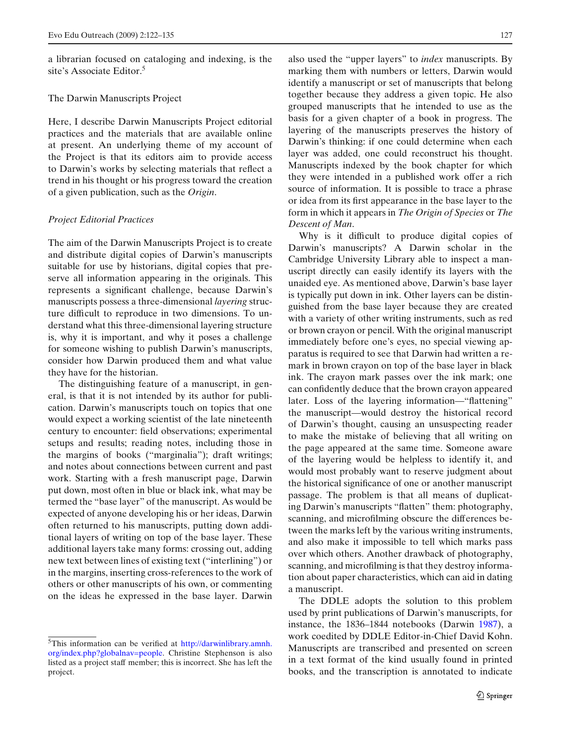a librarian focused on cataloging and indexing, is the site's Associate Editor.[5]

## The Darwin Manuscripts Project

Here, I describe Darwin Manuscripts Project editorial practices and the materials that are available online at present. An underlying theme of my account of the Project is that its editors aim to provide access to Darwin's works by selecting materials that reflect a trend in his thought or his progress toward the creation of a given publication, such as the *Origin*.

### *Project Editorial Practices*

The aim of the Darwin Manuscripts Project is to create and distribute digital copies of Darwin's manuscripts suitable for use by historians, digital copies that preserve all information appearing in the originals. This represents a significant challenge, because Darwin's manuscripts possess a three-dimensional *layering* structure difficult to reproduce in two dimensions. To understand what this three-dimensional layering structure is, why it is important, and why it poses a challenge for someone wishing to publish Darwin's manuscripts, consider how Darwin produced them and what value they have for the historian.

The distinguishing feature of a manuscript, in general, is that it is not intended by its author for publication. Darwin's manuscripts touch on topics that one would expect a working scientist of the late nineteenth century to encounter: field observations; experimental setups and results; reading notes, including those in the margins of books ("marginalia"); draft writings; and notes about connections between current and past work. Starting with a fresh manuscript page, Darwin put down, most often in blue or black ink, what may be termed the "base layer" of the manuscript. As would be expected of anyone developing his or her ideas, Darwin often returned to his manuscripts, putting down additional layers of writing on top of the base layer. These additional layers take many forms: crossing out, adding new text between lines of existing text ("interlining") or in the margins, inserting cross-references to the work of others or other manuscripts of his own, or commenting on the ideas he expressed in the base layer. Darwin also used the "upper layers" to *index* manuscripts. By marking them with numbers or letters, Darwin would identify a manuscript or set of manuscripts that belong together because they address a given topic. He also grouped manuscripts that he intended to use as the basis for a given chapter of a book in progress. The layering of the manuscripts preserves the history of Darwin's thinking: if one could determine when each layer was added, one could reconstruct his thought. Manuscripts indexed by the book chapter for which they were intended in a published work offer a rich source of information. It is possible to trace a phrase or idea from its first appearance in the base layer to the form in which it appears in *The Origin of Species* or *The Descent of Man*.

Why is it difficult to produce digital copies of Darwin's manuscripts? A Darwin scholar in the Cambridge University Library able to inspect a manuscript directly can easily identify its layers with the unaided eye. As mentioned above, Darwin's base layer is typically put down in ink. Other layers can be distinguished from the base layer because they are created with a variety of other writing instruments, such as red or brown crayon or pencil. With the original manuscript immediately before one's eyes, no special viewing apparatus is required to see that Darwin had written a remark in brown crayon on top of the base layer in black ink. The crayon mark passes over the ink mark; one can confidently deduce that the brown crayon appeared later. Loss of the layering information—"flattening" the manuscript—would destroy the historical record of Darwin's thought, causing an unsuspecting reader to make the mistake of believing that all writing on the page appeared at the same time. Someone aware of the layering would be helpless to identify it, and would most probably want to reserve judgment about the historical significance of one or another manuscript passage. The problem is that all means of duplicating Darwin's manuscripts "flatten" them: photography, scanning, and microfilming obscure the differences between the marks left by the various writing instruments, and also make it impossible to tell which marks pass over which others. Another drawback of photography, scanning, and microfilming is that they destroy information about paper characteristics, which can aid in dating a manuscript.

The DDLE adopts the solution to this problem used by print publications of Darwin's manuscripts, for instance, the 1836–1844 notebooks (Darwin 1987), a work coedited by DDLE Editor-in-Chief David Kohn. Manuscripts are transcribed and presented on screen in a text format of the kind usually found in printed books, and the transcription is annotated to indicate

---

[5] This information can be verified at http://darwinlibrary.amnh.org/index.php?globalnav=people. Christine Stephenson is also listed as a project staff member; this is incorrect. She has left the project.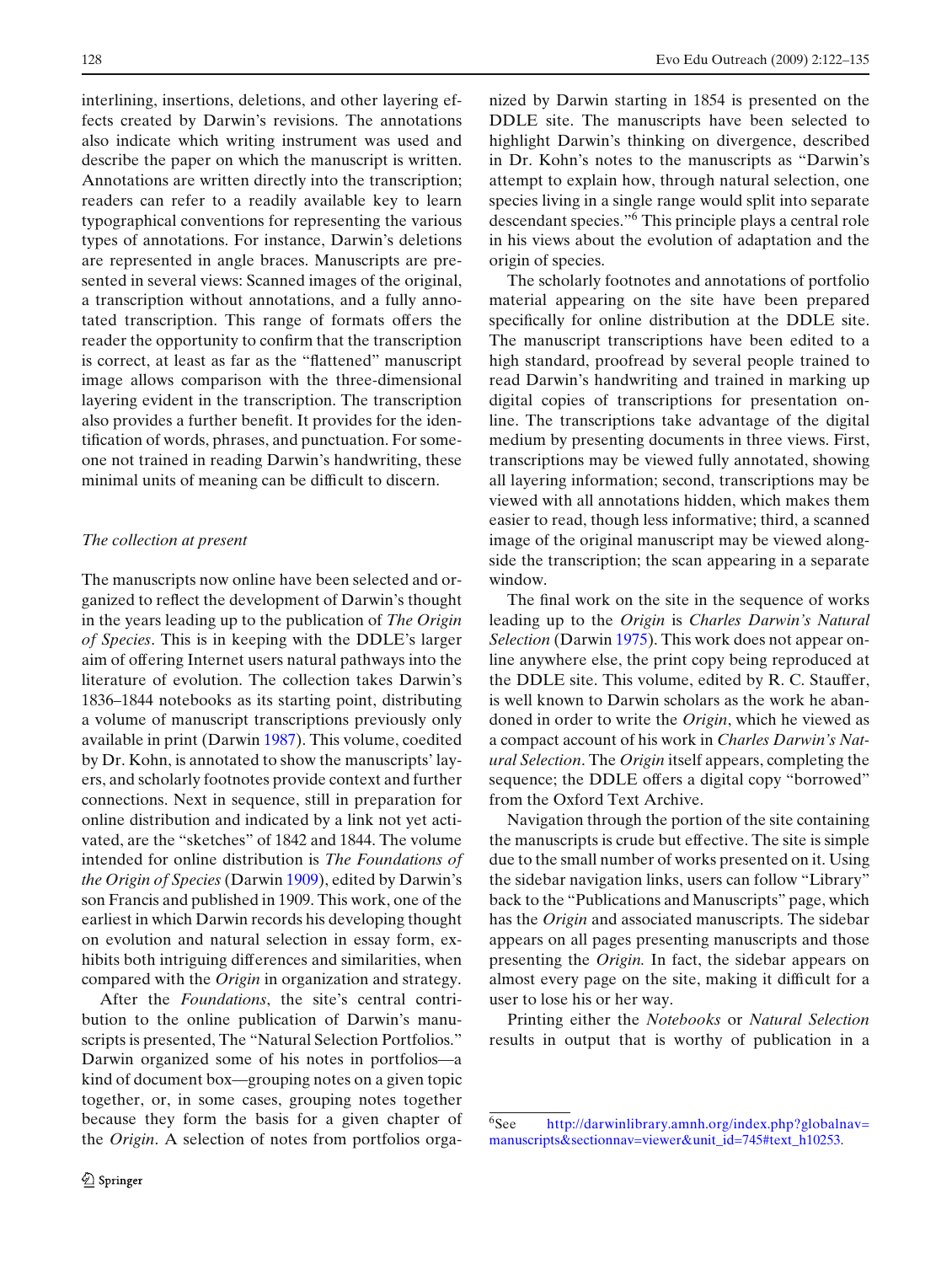interlining, insertions, deletions, and other layering effects created by Darwin's revisions. The annotations also indicate which writing instrument was used and describe the paper on which the manuscript is written. Annotations are written directly into the transcription; readers can refer to a readily available key to learn typographical conventions for representing the various types of annotations. For instance, Darwin's deletions are represented in angle braces. Manuscripts are presented in several views: Scanned images of the original, a transcription without annotations, and a fully annotated transcription. This range of formats offers the reader the opportunity to confirm that the transcription is correct, at least as far as the "flattened" manuscript image allows comparison with the three-dimensional layering evident in the transcription. The transcription also provides a further benefit. It provides for the identification of words, phrases, and punctuation. For someone not trained in reading Darwin's handwriting, these minimal units of meaning can be difficult to discern.

*The collection at present*

The manuscripts now online have been selected and organized to reflect the development of Darwin's thought in the years leading up to the publication of *The Origin of Species*. This is in keeping with the DDLE's larger aim of offering Internet users natural pathways into the literature of evolution. The collection takes Darwin's 1836–1844 notebooks as its starting point, distributing a volume of manuscript transcriptions previously only available in print (Darwin 1987). This volume, coedited by Dr. Kohn, is annotated to show the manuscripts' layers, and scholarly footnotes provide context and further connections. Next in sequence, still in preparation for online distribution and indicated by a link not yet activated, are the "sketches" of 1842 and 1844. The volume intended for online distribution is *The Foundations of the Origin of Species* (Darwin 1909), edited by Darwin's son Francis and published in 1909. This work, one of the earliest in which Darwin records his developing thought on evolution and natural selection in essay form, exhibits both intriguing differences and similarities, when compared with the *Origin* in organization and strategy.

After the *Foundations*, the site's central contribution to the online publication of Darwin's manuscripts is presented, The "Natural Selection Portfolios." Darwin organized some of his notes in portfolios—a kind of document box—grouping notes on a given topic together, or, in some cases, grouping notes together because they form the basis for a given chapter of the *Origin*. A selection of notes from portfolios organized by Darwin starting in 1854 is presented on the DDLE site. The manuscripts have been selected to highlight Darwin's thinking on divergence, described in Dr. Kohn's notes to the manuscripts as "Darwin's attempt to explain how, through natural selection, one species living in a single range would split into separate descendant species."[6] This principle plays a central role in his views about the evolution of adaptation and the origin of species.

The scholarly footnotes and annotations of portfolio material appearing on the site have been prepared specifically for online distribution at the DDLE site. The manuscript transcriptions have been edited to a high standard, proofread by several people trained to read Darwin's handwriting and trained in marking up digital copies of transcriptions for presentation online. The transcriptions take advantage of the digital medium by presenting documents in three views. First, transcriptions may be viewed fully annotated, showing all layering information; second, transcriptions may be viewed with all annotations hidden, which makes them easier to read, though less informative; third, a scanned image of the original manuscript may be viewed alongside the transcription; the scan appearing in a separate window.

The final work on the site in the sequence of works leading up to the *Origin* is *Charles Darwin's Natural Selection* (Darwin 1975). This work does not appear online anywhere else, the print copy being reproduced at the DDLE site. This volume, edited by R. C. Stauffer, is well known to Darwin scholars as the work he abandoned in order to write the *Origin*, which he viewed as a compact account of his work in *Charles Darwin's Natural Selection*. The *Origin* itself appears, completing the sequence; the DDLE offers a digital copy "borrowed" from the Oxford Text Archive.

Navigation through the portion of the site containing the manuscripts is crude but effective. The site is simple due to the small number of works presented on it. Using the sidebar navigation links, users can follow "Library" back to the "Publications and Manuscripts" page, which has the *Origin* and associated manuscripts. The sidebar appears on all pages presenting manuscripts and those presenting the *Origin.* In fact, the sidebar appears on almost every page on the site, making it difficult for a user to lose his or her way.

Printing either the *Notebooks* or *Natural Selection* results in output that is worthy of publication in a

[6] See http://darwinlibrary.amnh.org/index.php?globalnav=manuscripts&sectionnav=viewer&unit_id=745#text_h10253.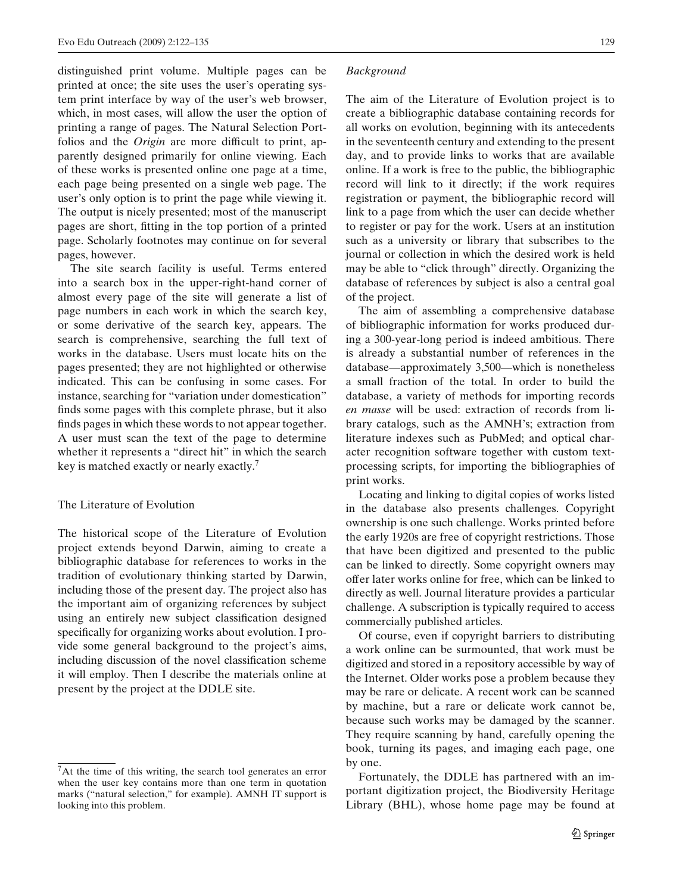distinguished print volume. Multiple pages can be printed at once; the site uses the user's operating system print interface by way of the user's web browser, which, in most cases, will allow the user the option of printing a range of pages. The Natural Selection Portfolios and the *Origin* are more difficult to print, apparently designed primarily for online viewing. Each of these works is presented online one page at a time, each page being presented on a single web page. The user's only option is to print the page while viewing it. The output is nicely presented; most of the manuscript pages are short, fitting in the top portion of a printed page. Scholarly footnotes may continue on for several pages, however.

The site search facility is useful. Terms entered into a search box in the upper-right-hand corner of almost every page of the site will generate a list of page numbers in each work in which the search key, or some derivative of the search key, appears. The search is comprehensive, searching the full text of works in the database. Users must locate hits on the pages presented; they are not highlighted or otherwise indicated. This can be confusing in some cases. For instance, searching for "variation under domestication" finds some pages with this complete phrase, but it also finds pages in which these words to not appear together. A user must scan the text of the page to determine whether it represents a "direct hit" in which the search key is matched exactly or nearly exactly.[7]

## The Literature of Evolution

The historical scope of the Literature of Evolution project extends beyond Darwin, aiming to create a bibliographic database for references to works in the tradition of evolutionary thinking started by Darwin, including those of the present day. The project also has the important aim of organizing references by subject using an entirely new subject classification designed specifically for organizing works about evolution. I provide some general background to the project's aims, including discussion of the novel classification scheme it will employ. Then I describe the materials online at present by the project at the DDLE site.

### *Background*

The aim of the Literature of Evolution project is to create a bibliographic database containing records for all works on evolution, beginning with its antecedents in the seventeenth century and extending to the present day, and to provide links to works that are available online. If a work is free to the public, the bibliographic record will link to it directly; if the work requires registration or payment, the bibliographic record will link to a page from which the user can decide whether to register or pay for the work. Users at an institution such as a university or library that subscribes to the journal or collection in which the desired work is held may be able to "click through" directly. Organizing the database of references by subject is also a central goal of the project.

The aim of assembling a comprehensive database of bibliographic information for works produced during a 300-year-long period is indeed ambitious. There is already a substantial number of references in the database—approximately 3,500—which is nonetheless a small fraction of the total. In order to build the database, a variety of methods for importing records *en masse* will be used: extraction of records from library catalogs, such as the AMNH's; extraction from literature indexes such as PubMed; and optical character recognition software together with custom text-processing scripts, for importing the bibliographies of print works.

Locating and linking to digital copies of works listed in the database also presents challenges. Copyright ownership is one such challenge. Works printed before the early 1920s are free of copyright restrictions. Those that have been digitized and presented to the public can be linked to directly. Some copyright owners may offer later works online for free, which can be linked to directly as well. Journal literature provides a particular challenge. A subscription is typically required to access commercially published articles.

Of course, even if copyright barriers to distributing a work online can be surmounted, that work must be digitized and stored in a repository accessible by way of the Internet. Older works pose a problem because they may be rare or delicate. A recent work can be scanned by machine, but a rare or delicate work cannot be, because such works may be damaged by the scanner. They require scanning by hand, carefully opening the book, turning its pages, and imaging each page, one by one.

Fortunately, the DDLE has partnered with an important digitization project, the Biodiversity Heritage Library (BHL), whose home page may be found at

[7] At the time of this writing, the search tool generates an error when the user key contains more than one term in quotation marks ("natural selection," for example). AMNH IT support is looking into this problem.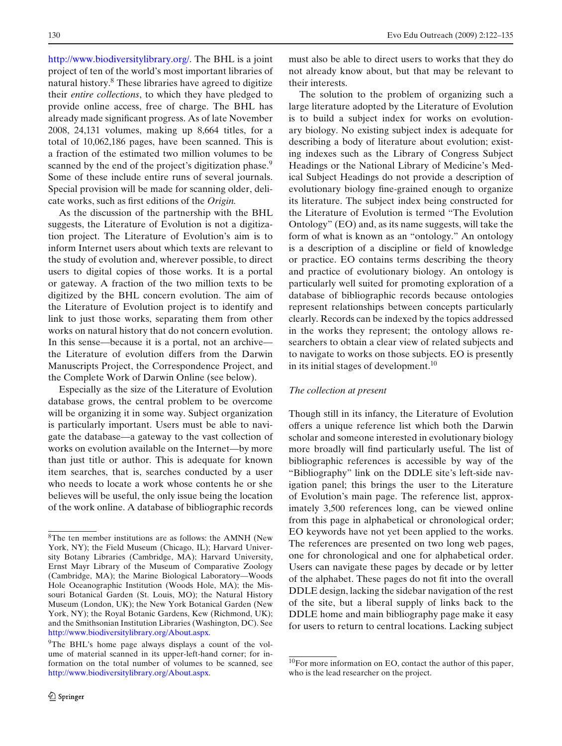http://www.biodiversitylibrary.org/. The BHL is a joint project of ten of the world's most important libraries of natural history.[8] These libraries have agreed to digitize their *entire collections*, to which they have pledged to provide online access, free of charge. The BHL has already made significant progress. As of late November 2008, 24,131 volumes, making up 8,664 titles, for a total of 10,062,186 pages, have been scanned. This is a fraction of the estimated two million volumes to be scanned by the end of the project's digitization phase.[9] Some of these include entire runs of several journals. Special provision will be made for scanning older, delicate works, such as first editions of the *Origin.*

As the discussion of the partnership with the BHL suggests, the Literature of Evolution is not a digitization project. The Literature of Evolution's aim is to inform Internet users about which texts are relevant to the study of evolution and, wherever possible, to direct users to digital copies of those works. It is a portal or gateway. A fraction of the two million texts to be digitized by the BHL concern evolution. The aim of the Literature of Evolution project is to identify and link to just those works, separating them from other works on natural history that do not concern evolution. In this sense—because it is a portal, not an archive—the Literature of evolution differs from the Darwin Manuscripts Project, the Correspondence Project, and the Complete Work of Darwin Online (see below).

Especially as the size of the Literature of Evolution database grows, the central problem to be overcome will be organizing it in some way. Subject organization is particularly important. Users must be able to navigate the database—a gateway to the vast collection of works on evolution available on the Internet—by more than just title or author. This is adequate for known item searches, that is, searches conducted by a user who needs to locate a work whose contents he or she believes will be useful, the only issue being the location of the work online. A database of bibliographic records must also be able to direct users to works that they do not already know about, but that may be relevant to their interests.

The solution to the problem of organizing such a large literature adopted by the Literature of Evolution is to build a subject index for works on evolutionary biology. No existing subject index is adequate for describing a body of literature about evolution; existing indexes such as the Library of Congress Subject Headings or the National Library of Medicine's Medical Subject Headings do not provide a description of evolutionary biology fine-grained enough to organize its literature. The subject index being constructed for the Literature of Evolution is termed "The Evolution Ontology" (EO) and, as its name suggests, will take the form of what is known as an "ontology." An ontology is a description of a discipline or field of knowledge or practice. EO contains terms describing the theory and practice of evolutionary biology. An ontology is particularly well suited for promoting exploration of a database of bibliographic records because ontologies represent relationships between concepts particularly clearly. Records can be indexed by the topics addressed in the works they represent; the ontology allows researchers to obtain a clear view of related subjects and to navigate to works on those subjects. EO is presently in its initial stages of development.[10]

*The collection at present*

Though still in its infancy, the Literature of Evolution offers a unique reference list which both the Darwin scholar and someone interested in evolutionary biology more broadly will find particularly useful. The list of bibliographic references is accessible by way of the "Bibliography" link on the DDLE site's left-side navigation panel; this brings the user to the Literature of Evolution's main page. The reference list, approximately 3,500 references long, can be viewed online from this page in alphabetical or chronological order; EO keywords have not yet been applied to the works. The references are presented on two long web pages, one for chronological and one for alphabetical order. Users can navigate these pages by decade or by letter of the alphabet. These pages do not fit into the overall DDLE design, lacking the sidebar navigation of the rest of the site, but a liberal supply of links back to the DDLE home and main bibliography page make it easy for users to return to central locations. Lacking subject

---

[8] The ten member institutions are as follows: the AMNH (New York, NY); the Field Museum (Chicago, IL); Harvard University Botany Libraries (Cambridge, MA); Harvard University, Ernst Mayr Library of the Museum of Comparative Zoology (Cambridge, MA); the Marine Biological Laboratory—Woods Hole Oceanographic Institution (Woods Hole, MA); the Missouri Botanical Garden (St. Louis, MO); the Natural History Museum (London, UK); the New York Botanical Garden (New York, NY); the Royal Botanic Gardens, Kew (Richmond, UK); and the Smithsonian Institution Libraries (Washington, DC). See http://www.biodiversitylibrary.org/About.aspx.

[9] The BHL's home page always displays a count of the volume of material scanned in its upper-left-hand corner; for information on the total number of volumes to be scanned, see http://www.biodiversitylibrary.org/About.aspx.

[10] For more information on EO, contact the author of this paper, who is the lead researcher on the project.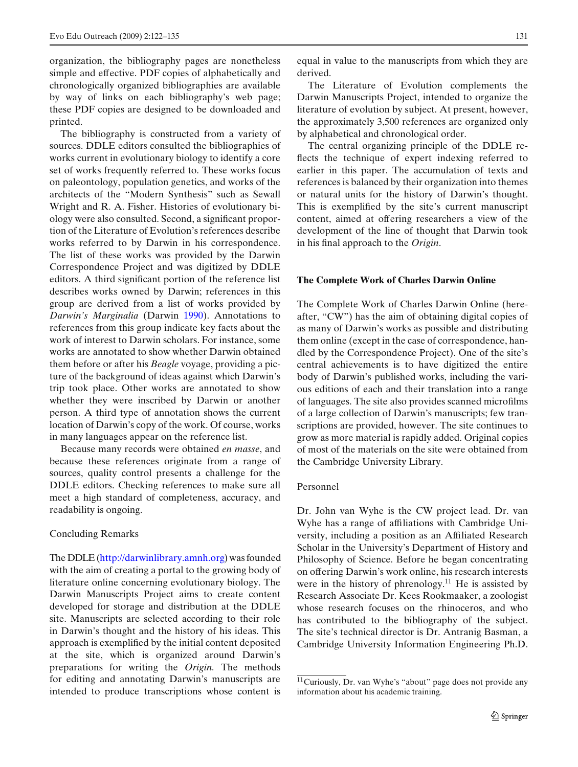organization, the bibliography pages are nonetheless simple and effective. PDF copies of alphabetically and chronologically organized bibliographies are available by way of links on each bibliography's web page; these PDF copies are designed to be downloaded and printed.

The bibliography is constructed from a variety of sources. DDLE editors consulted the bibliographies of works current in evolutionary biology to identify a core set of works frequently referred to. These works focus on paleontology, population genetics, and works of the architects of the "Modern Synthesis" such as Sewall Wright and R. A. Fisher. Histories of evolutionary biology were also consulted. Second, a significant proportion of the Literature of Evolution's references describe works referred to by Darwin in his correspondence. The list of these works was provided by the Darwin Correspondence Project and was digitized by DDLE editors. A third significant portion of the reference list describes works owned by Darwin; references in this group are derived from a list of works provided by *Darwin's Marginalia* (Darwin 1990). Annotations to references from this group indicate key facts about the work of interest to Darwin scholars. For instance, some works are annotated to show whether Darwin obtained them before or after his *Beagle* voyage, providing a picture of the background of ideas against which Darwin's trip took place. Other works are annotated to show whether they were inscribed by Darwin or another person. A third type of annotation shows the current location of Darwin's copy of the work. Of course, works in many languages appear on the reference list.

Because many records were obtained *en masse*, and because these references originate from a range of sources, quality control presents a challenge for the DDLE editors. Checking references to make sure all meet a high standard of completeness, accuracy, and readability is ongoing.

### Concluding Remarks

The DDLE (http://darwinlibrary.amnh.org) was founded with the aim of creating a portal to the growing body of literature online concerning evolutionary biology. The Darwin Manuscripts Project aims to create content developed for storage and distribution at the DDLE site. Manuscripts are selected according to their role in Darwin's thought and the history of his ideas. This approach is exemplified by the initial content deposited at the site, which is organized around Darwin's preparations for writing the *Origin.* The methods for editing and annotating Darwin's manuscripts are intended to produce transcriptions whose content is equal in value to the manuscripts from which they are derived.

The Literature of Evolution complements the Darwin Manuscripts Project, intended to organize the literature of evolution by subject. At present, however, the approximately 3,500 references are organized only by alphabetical and chronological order.

The central organizing principle of the DDLE reflects the technique of expert indexing referred to earlier in this paper. The accumulation of texts and references is balanced by their organization into themes or natural units for the history of Darwin's thought. This is exemplified by the site's current manuscript content, aimed at offering researchers a view of the development of the line of thought that Darwin took in his final approach to the *Origin*.

## The Complete Work of Charles Darwin Online

The Complete Work of Charles Darwin Online (hereafter, "CW") has the aim of obtaining digital copies of as many of Darwin's works as possible and distributing them online (except in the case of correspondence, handled by the Correspondence Project). One of the site's central achievements is to have digitized the entire body of Darwin's published works, including the various editions of each and their translation into a range of languages. The site also provides scanned microfilms of a large collection of Darwin's manuscripts; few transcriptions are provided, however. The site continues to grow as more material is rapidly added. Original copies of most of the materials on the site were obtained from the Cambridge University Library.

### Personnel

Dr. John van Wyhe is the CW project lead. Dr. van Wyhe has a range of affiliations with Cambridge University, including a position as an Affiliated Research Scholar in the University's Department of History and Philosophy of Science. Before he began concentrating on offering Darwin's work online, his research interests were in the history of phrenology.[11] He is assisted by Research Associate Dr. Kees Rookmaaker, a zoologist whose research focuses on the rhinoceros, and who has contributed to the bibliography of the subject. The site's technical director is Dr. Antranig Basman, a Cambridge University Information Engineering Ph.D.

[11] Curiously, Dr. van Wyhe's "about" page does not provide any information about his academic training.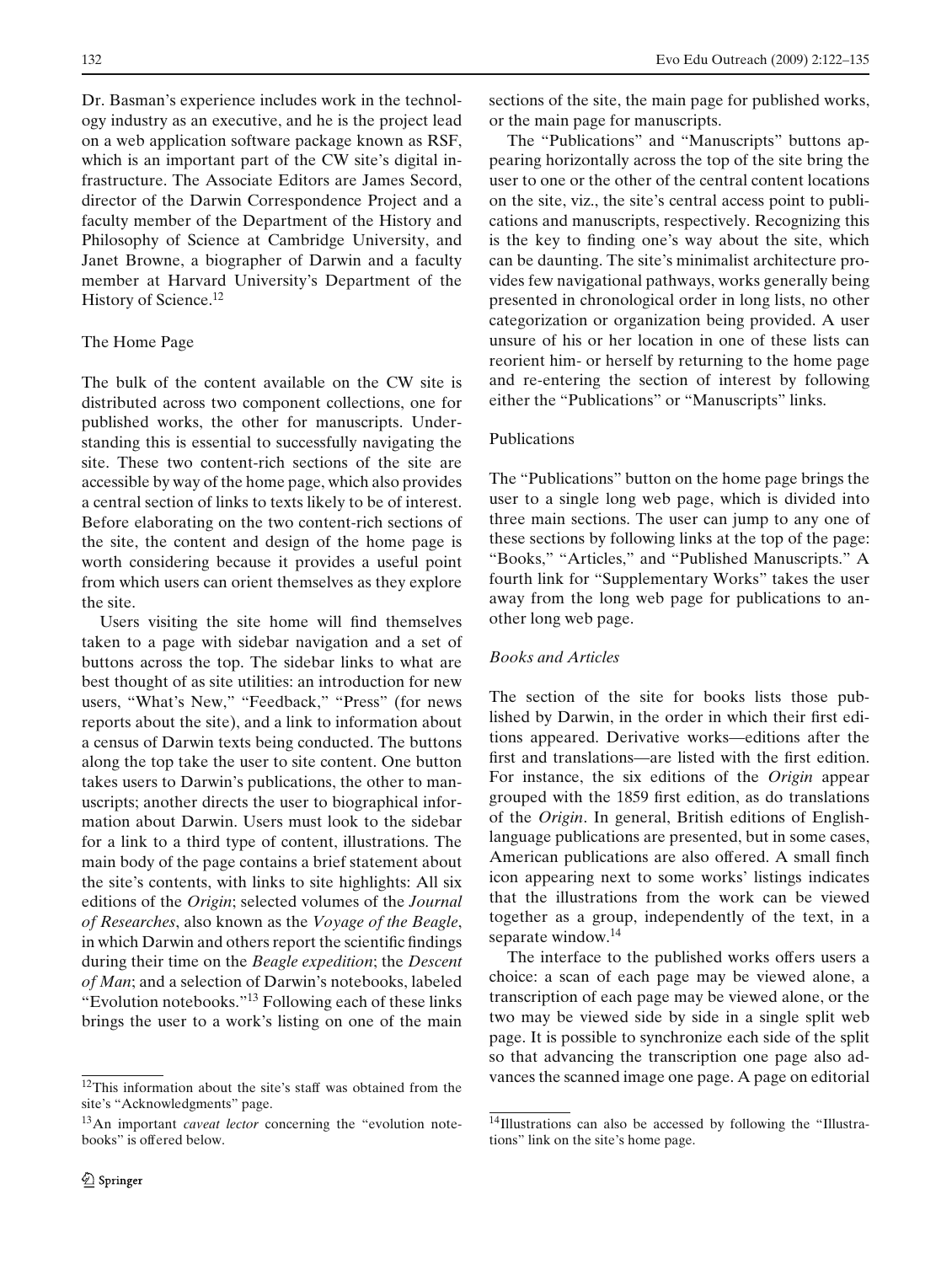Dr. Basman's experience includes work in the technology industry as an executive, and he is the project lead on a web application software package known as RSF, which is an important part of the CW site's digital infrastructure. The Associate Editors are James Secord, director of the Darwin Correspondence Project and a faculty member of the Department of the History and Philosophy of Science at Cambridge University, and Janet Browne, a biographer of Darwin and a faculty member at Harvard University's Department of the History of Science.[12]

## The Home Page

The bulk of the content available on the CW site is distributed across two component collections, one for published works, the other for manuscripts. Understanding this is essential to successfully navigating the site. These two content-rich sections of the site are accessible by way of the home page, which also provides a central section of links to texts likely to be of interest. Before elaborating on the two content-rich sections of the site, the content and design of the home page is worth considering because it provides a useful point from which users can orient themselves as they explore the site.

Users visiting the site home will find themselves taken to a page with sidebar navigation and a set of buttons across the top. The sidebar links to what are best thought of as site utilities: an introduction for new users, "What's New," "Feedback," "Press" (for news reports about the site), and a link to information about a census of Darwin texts being conducted. The buttons along the top take the user to site content. One button takes users to Darwin's publications, the other to manuscripts; another directs the user to biographical information about Darwin. Users must look to the sidebar for a link to a third type of content, illustrations. The main body of the page contains a brief statement about the site's contents, with links to site highlights: All six editions of the *Origin*; selected volumes of the *Journal of Researches*, also known as the *Voyage of the Beagle*, in which Darwin and others report the scientific findings during their time on the *Beagle expedition*; the *Descent of Man*; and a selection of Darwin's notebooks, labeled "Evolution notebooks."[13] Following each of these links brings the user to a work's listing on one of the main sections of the site, the main page for published works, or the main page for manuscripts.

The "Publications" and "Manuscripts" buttons appearing horizontally across the top of the site bring the user to one or the other of the central content locations on the site, viz., the site's central access point to publications and manuscripts, respectively. Recognizing this is the key to finding one's way about the site, which can be daunting. The site's minimalist architecture provides few navigational pathways, works generally being presented in chronological order in long lists, no other categorization or organization being provided. A user unsure of his or her location in one of these lists can reorient him- or herself by returning to the home page and re-entering the section of interest by following either the "Publications" or "Manuscripts" links.

## Publications

The "Publications" button on the home page brings the user to a single long web page, which is divided into three main sections. The user can jump to any one of these sections by following links at the top of the page: "Books," "Articles," and "Published Manuscripts." A fourth link for "Supplementary Works" takes the user away from the long web page for publications to another long web page.

### *Books and Articles*

The section of the site for books lists those published by Darwin, in the order in which their first editions appeared. Derivative works—editions after the first and translations—are listed with the first edition. For instance, the six editions of the *Origin* appear grouped with the 1859 first edition, as do translations of the *Origin*. In general, British editions of English-language publications are presented, but in some cases, American publications are also offered. A small finch icon appearing next to some works' listings indicates that the illustrations from the work can be viewed together as a group, independently of the text, in a separate window.[14]

The interface to the published works offers users a choice: a scan of each page may be viewed alone, a transcription of each page may be viewed alone, or the two may be viewed side by side in a single split web page. It is possible to synchronize each side of the split so that advancing the transcription one page also advances the scanned image one page. A page on editorial

---

[12] This information about the site's staff was obtained from the site's "Acknowledgments" page.

[13] An important *caveat lector* concerning the "evolution notebooks" is offered below.

[14] Illustrations can also be accessed by following the "Illustrations" link on the site's home page.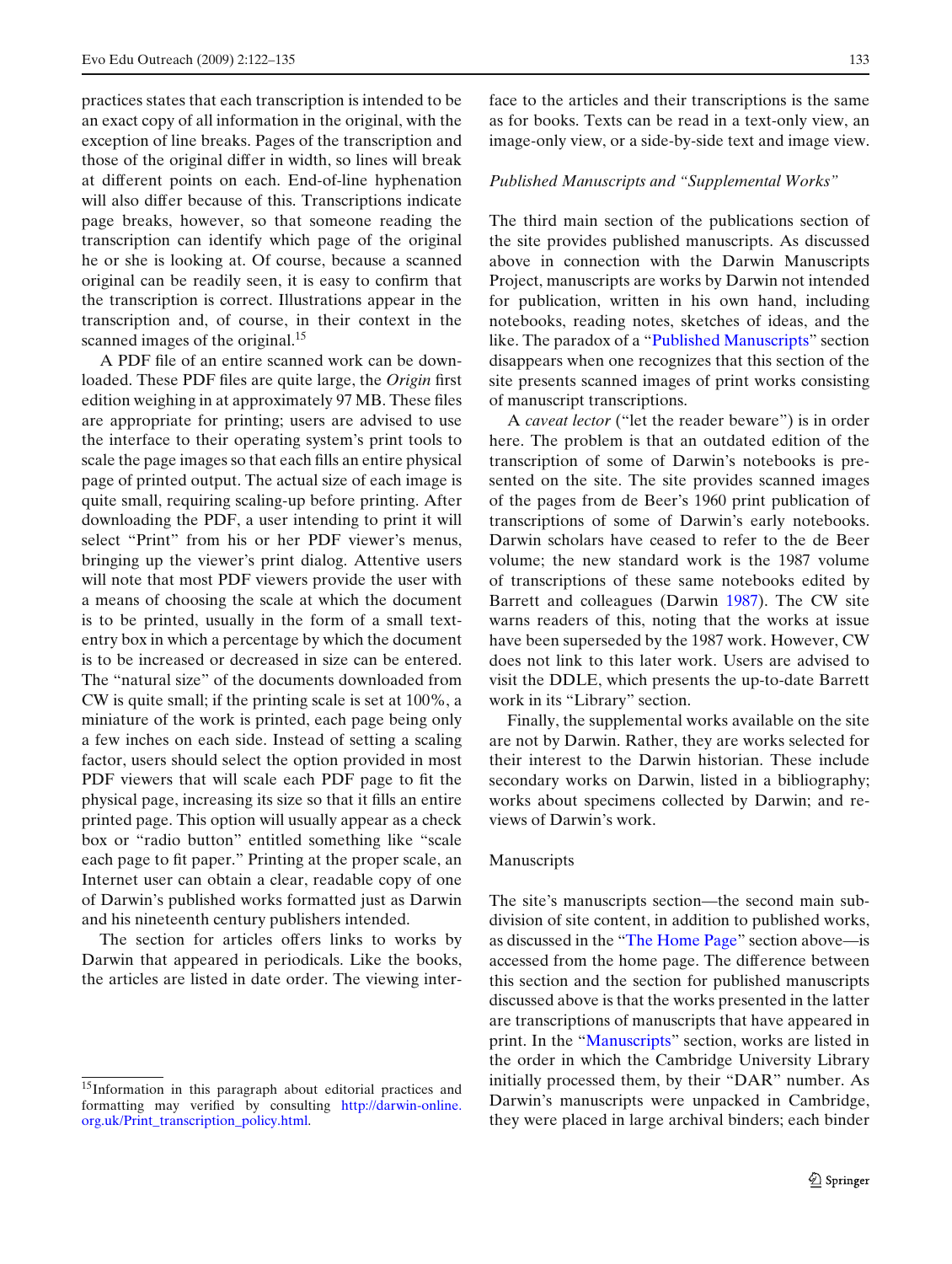practices states that each transcription is intended to be an exact copy of all information in the original, with the exception of line breaks. Pages of the transcription and those of the original differ in width, so lines will break at different points on each. End-of-line hyphenation will also differ because of this. Transcriptions indicate page breaks, however, so that someone reading the transcription can identify which page of the original he or she is looking at. Of course, because a scanned original can be readily seen, it is easy to confirm that the transcription is correct. Illustrations appear in the transcription and, of course, in their context in the scanned images of the original.[15]

A PDF file of an entire scanned work can be downloaded. These PDF files are quite large, the *Origin* first edition weighing in at approximately 97 MB. These files are appropriate for printing; users are advised to use the interface to their operating system's print tools to scale the page images so that each fills an entire physical page of printed output. The actual size of each image is quite small, requiring scaling-up before printing. After downloading the PDF, a user intending to print it will select "Print" from his or her PDF viewer's menus, bringing up the viewer's print dialog. Attentive users will note that most PDF viewers provide the user with a means of choosing the scale at which the document is to be printed, usually in the form of a small text-entry box in which a percentage by which the document is to be increased or decreased in size can be entered. The "natural size" of the documents downloaded from CW is quite small; if the printing scale is set at 100%, a miniature of the work is printed, each page being only a few inches on each side. Instead of setting a scaling factor, users should select the option provided in most PDF viewers that will scale each PDF page to fit the physical page, increasing its size so that it fills an entire printed page. This option will usually appear as a check box or "radio button" entitled something like "scale each page to fit paper." Printing at the proper scale, an Internet user can obtain a clear, readable copy of one of Darwin's published works formatted just as Darwin and his nineteenth century publishers intended.

The section for articles offers links to works by Darwin that appeared in periodicals. Like the books, the articles are listed in date order. The viewing interface to the articles and their transcriptions is the same as for books. Texts can be read in a text-only view, an image-only view, or a side-by-side text and image view.

*Published Manuscripts and "Supplemental Works"*

The third main section of the publications section of the site provides published manuscripts. As discussed above in connection with the Darwin Manuscripts Project, manuscripts are works by Darwin not intended for publication, written in his own hand, including notebooks, reading notes, sketches of ideas, and the like. The paradox of a "Published Manuscripts" section disappears when one recognizes that this section of the site presents scanned images of print works consisting of manuscript transcriptions.

A *caveat lector* ("let the reader beware") is in order here. The problem is that an outdated edition of the transcription of some of Darwin's notebooks is presented on the site. The site provides scanned images of the pages from de Beer's 1960 print publication of transcriptions of some of Darwin's early notebooks. Darwin scholars have ceased to refer to the de Beer volume; the new standard work is the 1987 volume of transcriptions of these same notebooks edited by Barrett and colleagues (Darwin 1987). The CW site warns readers of this, noting that the works at issue have been superseded by the 1987 work. However, CW does not link to this later work. Users are advised to visit the DDLE, which presents the up-to-date Barrett work in its "Library" section.

Finally, the supplemental works available on the site are not by Darwin. Rather, they are works selected for their interest to the Darwin historian. These include secondary works on Darwin, listed in a bibliography; works about specimens collected by Darwin; and reviews of Darwin's work.

Manuscripts

The site's manuscripts section—the second main subdivision of site content, in addition to published works, as discussed in the "The Home Page" section above—is accessed from the home page. The difference between this section and the section for published manuscripts discussed above is that the works presented in the latter are transcriptions of manuscripts that have appeared in print. In the "Manuscripts" section, works are listed in the order in which the Cambridge University Library initially processed them, by their "DAR" number. As Darwin's manuscripts were unpacked in Cambridge, they were placed in large archival binders; each binder

[15] Information in this paragraph about editorial practices and formatting may verified by consulting http://darwin-online.org.uk/Print_transcription_policy.html.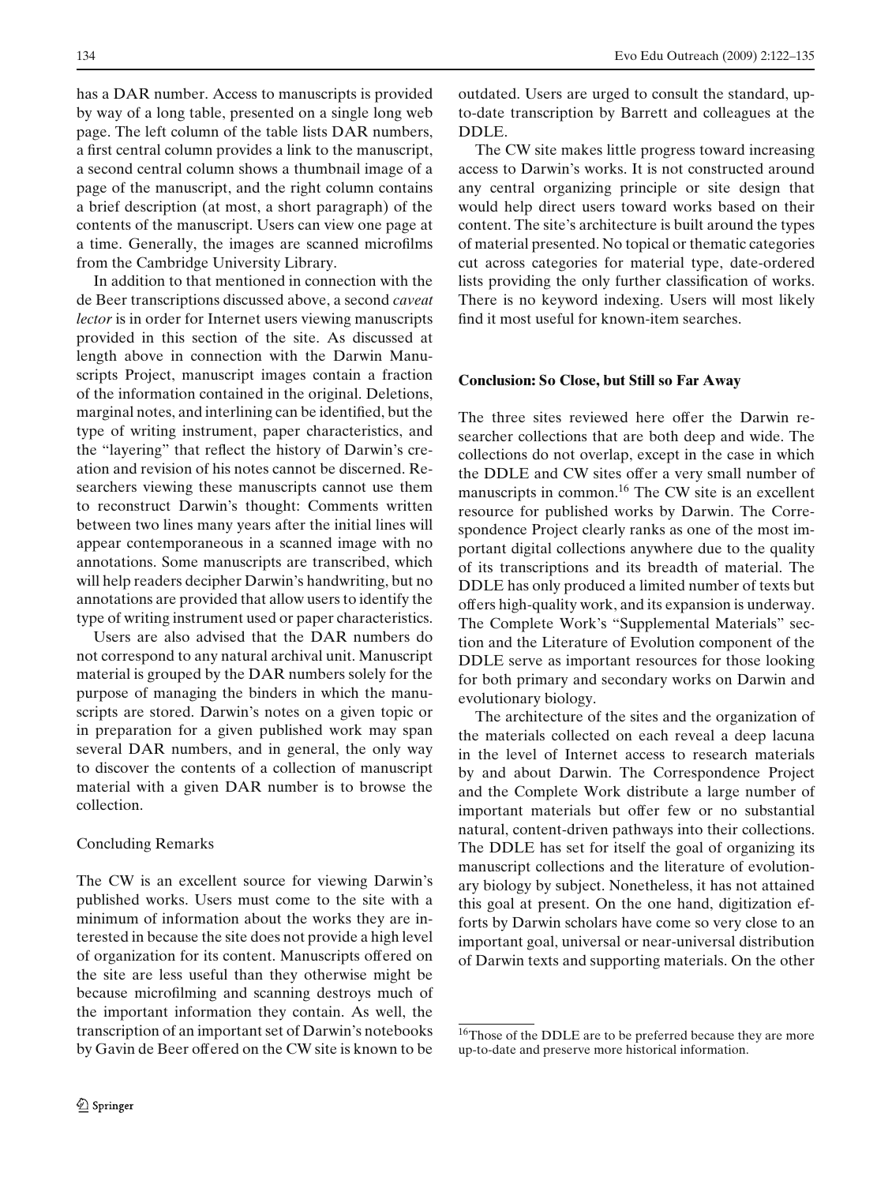has a DAR number. Access to manuscripts is provided by way of a long table, presented on a single long web page. The left column of the table lists DAR numbers, a first central column provides a link to the manuscript, a second central column shows a thumbnail image of a page of the manuscript, and the right column contains a brief description (at most, a short paragraph) of the contents of the manuscript. Users can view one page at a time. Generally, the images are scanned microfilms from the Cambridge University Library.

In addition to that mentioned in connection with the de Beer transcriptions discussed above, a second *caveat lector* is in order for Internet users viewing manuscripts provided in this section of the site. As discussed at length above in connection with the Darwin Manuscripts Project, manuscript images contain a fraction of the information contained in the original. Deletions, marginal notes, and interlining can be identified, but the type of writing instrument, paper characteristics, and the "layering" that reflect the history of Darwin's creation and revision of his notes cannot be discerned. Researchers viewing these manuscripts cannot use them to reconstruct Darwin's thought: Comments written between two lines many years after the initial lines will appear contemporaneous in a scanned image with no annotations. Some manuscripts are transcribed, which will help readers decipher Darwin's handwriting, but no annotations are provided that allow users to identify the type of writing instrument used or paper characteristics.

Users are also advised that the DAR numbers do not correspond to any natural archival unit. Manuscript material is grouped by the DAR numbers solely for the purpose of managing the binders in which the manuscripts are stored. Darwin's notes on a given topic or in preparation for a given published work may span several DAR numbers, and in general, the only way to discover the contents of a collection of manuscript material with a given DAR number is to browse the collection.

### Concluding Remarks

The CW is an excellent source for viewing Darwin's published works. Users must come to the site with a minimum of information about the works they are interested in because the site does not provide a high level of organization for its content. Manuscripts offered on the site are less useful than they otherwise might be because microfilming and scanning destroys much of the important information they contain. As well, the transcription of an important set of Darwin's notebooks by Gavin de Beer offered on the CW site is known to be outdated. Users are urged to consult the standard, up-to-date transcription by Barrett and colleagues at the DDLE.

The CW site makes little progress toward increasing access to Darwin's works. It is not constructed around any central organizing principle or site design that would help direct users toward works based on their content. The site's architecture is built around the types of material presented. No topical or thematic categories cut across categories for material type, date-ordered lists providing the only further classification of works. There is no keyword indexing. Users will most likely find it most useful for known-item searches.

## Conclusion: So Close, but Still so Far Away

The three sites reviewed here offer the Darwin researcher collections that are both deep and wide. The collections do not overlap, except in the case in which the DDLE and CW sites offer a very small number of manuscripts in common.[16] The CW site is an excellent resource for published works by Darwin. The Correspondence Project clearly ranks as one of the most important digital collections anywhere due to the quality of its transcriptions and its breadth of material. The DDLE has only produced a limited number of texts but offers high-quality work, and its expansion is underway. The Complete Work's "Supplemental Materials" section and the Literature of Evolution component of the DDLE serve as important resources for those looking for both primary and secondary works on Darwin and evolutionary biology.

The architecture of the sites and the organization of the materials collected on each reveal a deep lacuna in the level of Internet access to research materials by and about Darwin. The Correspondence Project and the Complete Work distribute a large number of important materials but offer few or no substantial natural, content-driven pathways into their collections. The DDLE has set for itself the goal of organizing its manuscript collections and the literature of evolutionary biology by subject. Nonetheless, it has not attained this goal at present. On the one hand, digitization efforts by Darwin scholars have come so very close to an important goal, universal or near-universal distribution of Darwin texts and supporting materials. On the other

[16] Those of the DDLE are to be preferred because they are more up-to-date and preserve more historical information.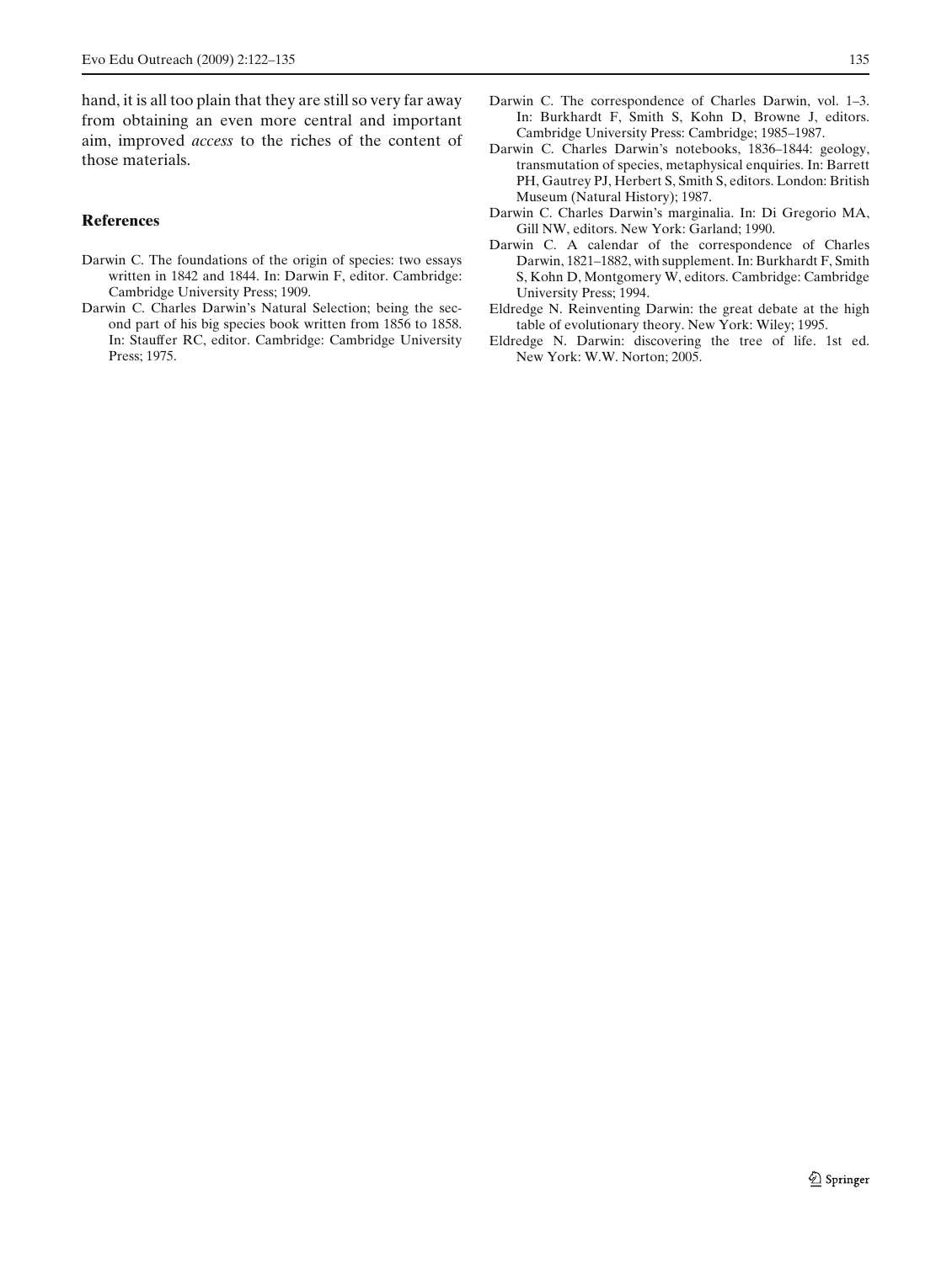hand, it is all too plain that they are still so very far away from obtaining an even more central and important aim, improved *access* to the riches of the content of those materials.

## References

Darwin C. The foundations of the origin of species: two essays written in 1842 and 1844. In: Darwin F, editor. Cambridge: Cambridge University Press; 1909.

Darwin C. Charles Darwin's Natural Selection; being the second part of his big species book written from 1856 to 1858. In: Stauffer RC, editor. Cambridge: Cambridge University Press; 1975.

Darwin C. The correspondence of Charles Darwin, vol. 1–3. In: Burkhardt F, Smith S, Kohn D, Browne J, editors. Cambridge University Press: Cambridge; 1985–1987.

Darwin C. Charles Darwin's notebooks, 1836–1844: geology, transmutation of species, metaphysical enquiries. In: Barrett PH, Gautrey PJ, Herbert S, Smith S, editors. London: British Museum (Natural History); 1987.

Darwin C. Charles Darwin's marginalia. In: Di Gregorio MA, Gill NW, editors. New York: Garland; 1990.

Darwin C. A calendar of the correspondence of Charles Darwin, 1821–1882, with supplement. In: Burkhardt F, Smith S, Kohn D, Montgomery W, editors. Cambridge: Cambridge University Press; 1994.

Eldredge N. Reinventing Darwin: the great debate at the high table of evolutionary theory. New York: Wiley; 1995.

Eldredge N. Darwin: discovering the tree of life. 1st ed. New York: W.W. Norton; 2005.